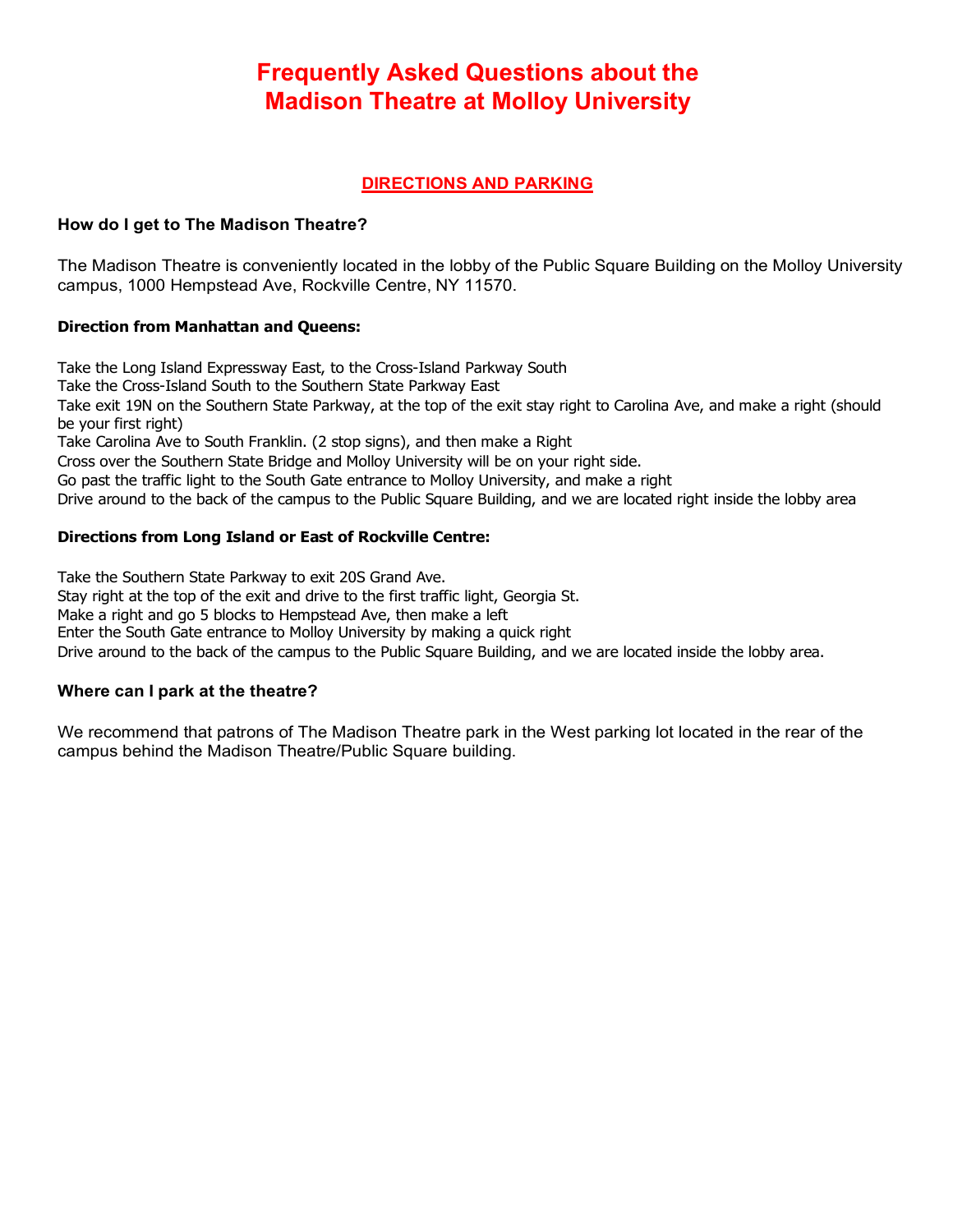# Frequently Asked Questions about the Madison Theatre at Molloy University

## DIRECTIONS AND PARKING

### How do I get to The Madison Theatre?

The Madison Theatre is conveniently located in the lobby of the Public Square Building on the Molloy University campus, 1000 Hempstead Ave, Rockville Centre, NY 11570.

**Direction from Manhattan and Queens:**

Take the Long Island Expressway East, to the Cross-Island Parkway South
Take the Cross-Island South to the Southern State Parkway East
Take exit 19N on the Southern State Parkway, at the top of the exit stay right to Carolina Ave, and make a right (should be your first right)
Take Carolina Ave to South Franklin. (2 stop signs), and then make a Right
Cross over the Southern State Bridge and Molloy University will be on your right side.
Go past the traffic light to the South Gate entrance to Molloy University, and make a right
Drive around to the back of the campus to the Public Square Building, and we are located right inside the lobby area

**Directions from Long Island or East of Rockville Centre:**

Take the Southern State Parkway to exit 20S Grand Ave.
Stay right at the top of the exit and drive to the first traffic light, Georgia St.
Make a right and go 5 blocks to Hempstead Ave, then make a left
Enter the South Gate entrance to Molloy University by making a quick right
Drive around to the back of the campus to the Public Square Building, and we are located inside the lobby area.

### Where can I park at the theatre?

We recommend that patrons of The Madison Theatre park in the West parking lot located in the rear of the campus behind the Madison Theatre/Public Square building.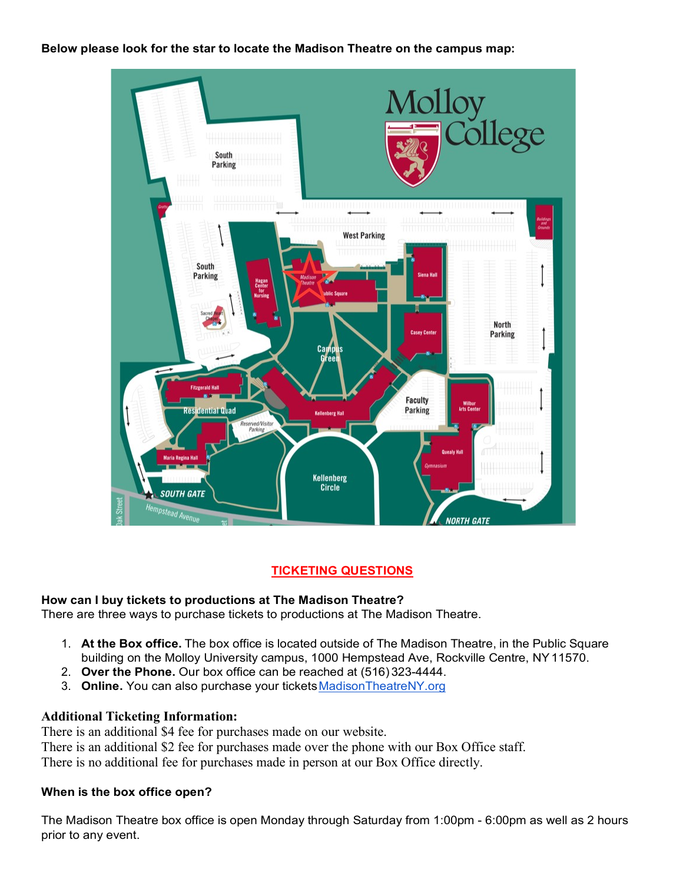**Below please look for the star to locate the Madison Theatre on the campus map:**

## TICKETING QUESTIONS

**How can I buy tickets to productions at The Madison Theatre?**
There are three ways to purchase tickets to productions at The Madison Theatre.

1. **At the Box office.** The box office is located outside of The Madison Theatre, in the Public Square building on the Molloy University campus, 1000 Hempstead Ave, Rockville Centre, NY 11570.
2. **Over the Phone.** Our box office can be reached at (516) 323-4444.
3. **Online.** You can also purchase your tickets MadisonTheatreNY.org

### Additional Ticketing Information:

There is an additional $4 fee for purchases made on our website.
There is an additional $2 fee for purchases made over the phone with our Box Office staff.
There is no additional fee for purchases made in person at our Box Office directly.

**When is the box office open?**

The Madison Theatre box office is open Monday through Saturday from 1:00pm - 6:00pm as well as 2 hours prior to any event.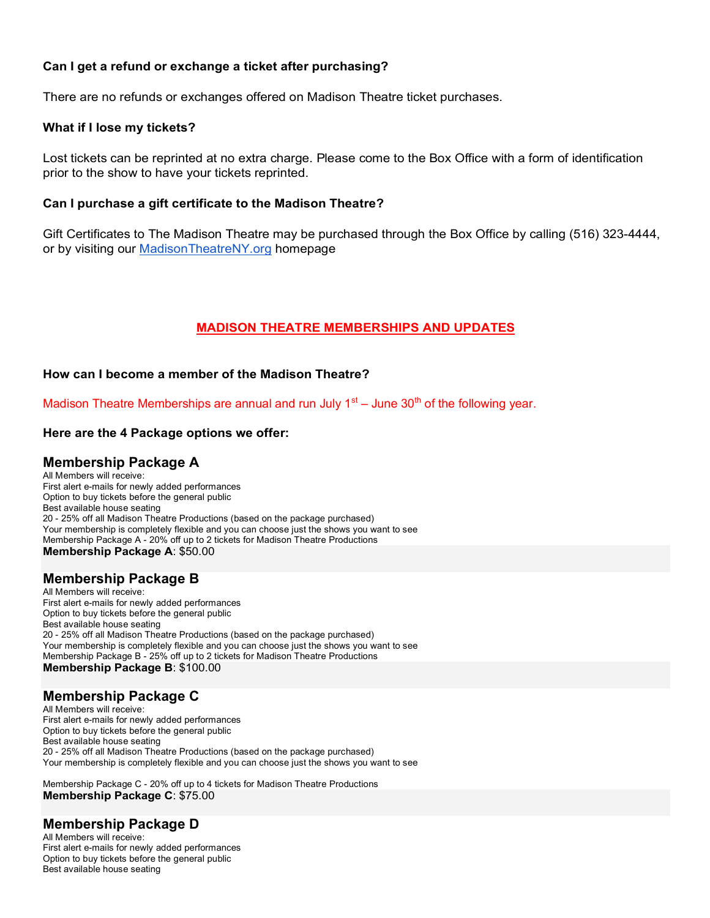**Can I get a refund or exchange a ticket after purchasing?**

There are no refunds or exchanges offered on Madison Theatre ticket purchases.

**What if I lose my tickets?**

Lost tickets can be reprinted at no extra charge. Please come to the Box Office with a form of identification prior to the show to have your tickets reprinted.

**Can I purchase a gift certificate to the Madison Theatre?**

Gift Certificates to The Madison Theatre may be purchased through the Box Office by calling (516) 323-4444, or by visiting our [MadisonTheatreNY.org](MadisonTheatreNY.org) homepage

## MADISON THEATRE MEMBERSHIPS AND UPDATES

**How can I become a member of the Madison Theatre?**

Madison Theatre Memberships are annual and run July 1st – June 30th of the following year.

**Here are the 4 Package options we offer:**

### Membership Package A

All Members will receive:
First alert e-mails for newly added performances
Option to buy tickets before the general public
Best available house seating
20 - 25% off all Madison Theatre Productions (based on the package purchased)
Your membership is completely flexible and you can choose just the shows you want to see
Membership Package A - 20% off up to 2 tickets for Madison Theatre Productions
**Membership Package A**: $50.00

### Membership Package B

All Members will receive:
First alert e-mails for newly added performances
Option to buy tickets before the general public
Best available house seating
20 - 25% off all Madison Theatre Productions (based on the package purchased)
Your membership is completely flexible and you can choose just the shows you want to see
Membership Package B - 25% off up to 2 tickets for Madison Theatre Productions
**Membership Package B**: $100.00

### Membership Package C

All Members will receive:
First alert e-mails for newly added performances
Option to buy tickets before the general public
Best available house seating
20 - 25% off all Madison Theatre Productions (based on the package purchased)
Your membership is completely flexible and you can choose just the shows you want to see

Membership Package C - 20% off up to 4 tickets for Madison Theatre Productions
**Membership Package C**: $75.00

### Membership Package D

All Members will receive:
First alert e-mails for newly added performances
Option to buy tickets before the general public
Best available house seating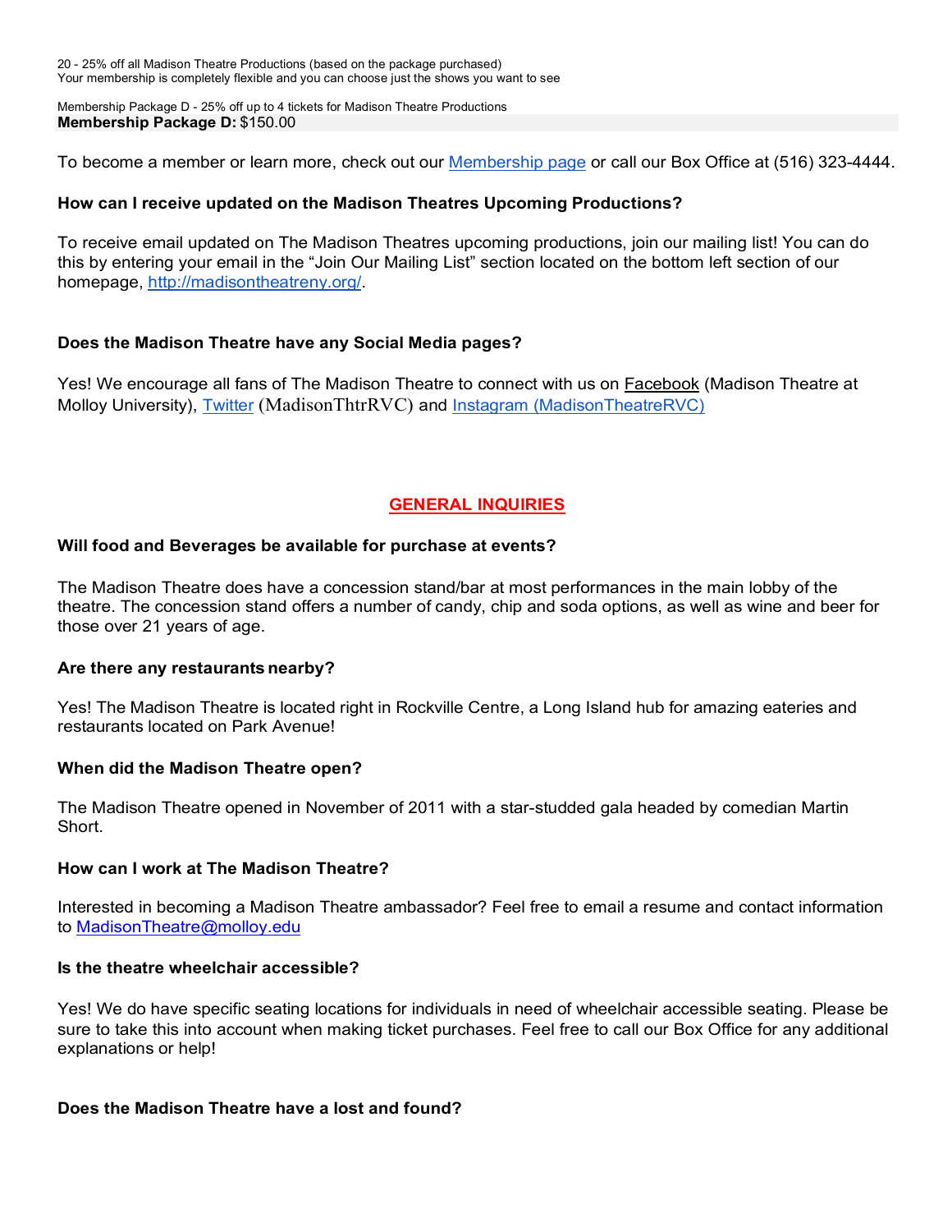20 - 25% off all Madison Theatre Productions (based on the package purchased)
Your membership is completely flexible and you can choose just the shows you want to see

Membership Package D - 25% off up to 4 tickets for Madison Theatre Productions
**Membership Package D:** $150.00

To become a member or learn more, check out our Membership page or call our Box Office at (516) 323-4444.

**How can I receive updated on the Madison Theatres Upcoming Productions?**

To receive email updated on The Madison Theatres upcoming productions, join our mailing list! You can do this by entering your email in the "Join Our Mailing List" section located on the bottom left section of our homepage, http://madisontheatreny.org/.

**Does the Madison Theatre have any Social Media pages?**

Yes! We encourage all fans of The Madison Theatre to connect with us on Facebook (Madison Theatre at Molloy University), Twitter (MadisonThtrRVC) and Instagram (MadisonTheatreRVC)

## GENERAL INQUIRIES

**Will food and Beverages be available for purchase at events?**

The Madison Theatre does have a concession stand/bar at most performances in the main lobby of the theatre. The concession stand offers a number of candy, chip and soda options, as well as wine and beer for those over 21 years of age.

**Are there any restaurants nearby?**

Yes! The Madison Theatre is located right in Rockville Centre, a Long Island hub for amazing eateries and restaurants located on Park Avenue!

**When did the Madison Theatre open?**

The Madison Theatre opened in November of 2011 with a star-studded gala headed by comedian Martin Short.

**How can I work at The Madison Theatre?**

Interested in becoming a Madison Theatre ambassador? Feel free to email a resume and contact information to MadisonTheatre@molloy.edu

**Is the theatre wheelchair accessible?**

Yes! We do have specific seating locations for individuals in need of wheelchair accessible seating. Please be sure to take this into account when making ticket purchases. Feel free to call our Box Office for any additional explanations or help!

**Does the Madison Theatre have a lost and found?**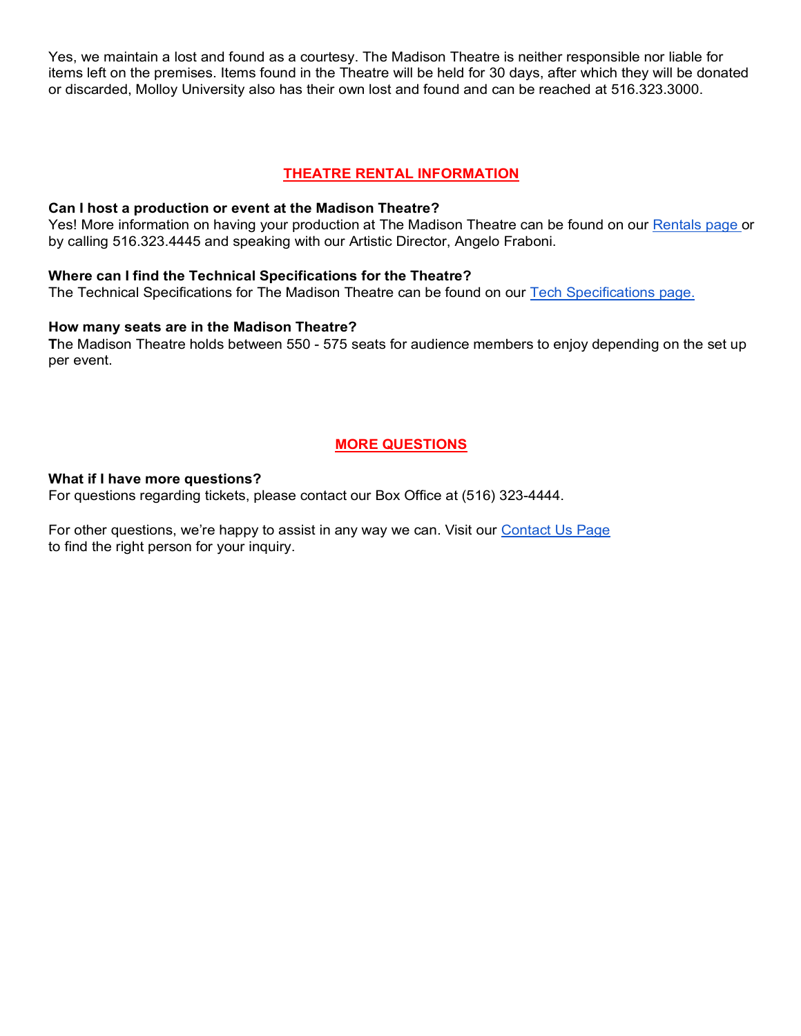Yes, we maintain a lost and found as a courtesy. The Madison Theatre is neither responsible nor liable for items left on the premises. Items found in the Theatre will be held for 30 days, after which they will be donated or discarded, Molloy University also has their own lost and found and can be reached at 516.323.3000.

## THEATRE RENTAL INFORMATION

**Can I host a production or event at the Madison Theatre?**
Yes! More information on having your production at The Madison Theatre can be found on our Rentals page or by calling 516.323.4445 and speaking with our Artistic Director, Angelo Fraboni.

**Where can I find the Technical Specifications for the Theatre?**
The Technical Specifications for The Madison Theatre can be found on our Tech Specifications page.

**How many seats are in the Madison Theatre?**
The Madison Theatre holds between 550 - 575 seats for audience members to enjoy depending on the set up per event.

## MORE QUESTIONS

**What if I have more questions?**
For questions regarding tickets, please contact our Box Office at (516) 323-4444.

For other questions, we're happy to assist in any way we can. Visit our Contact Us Page to find the right person for your inquiry.